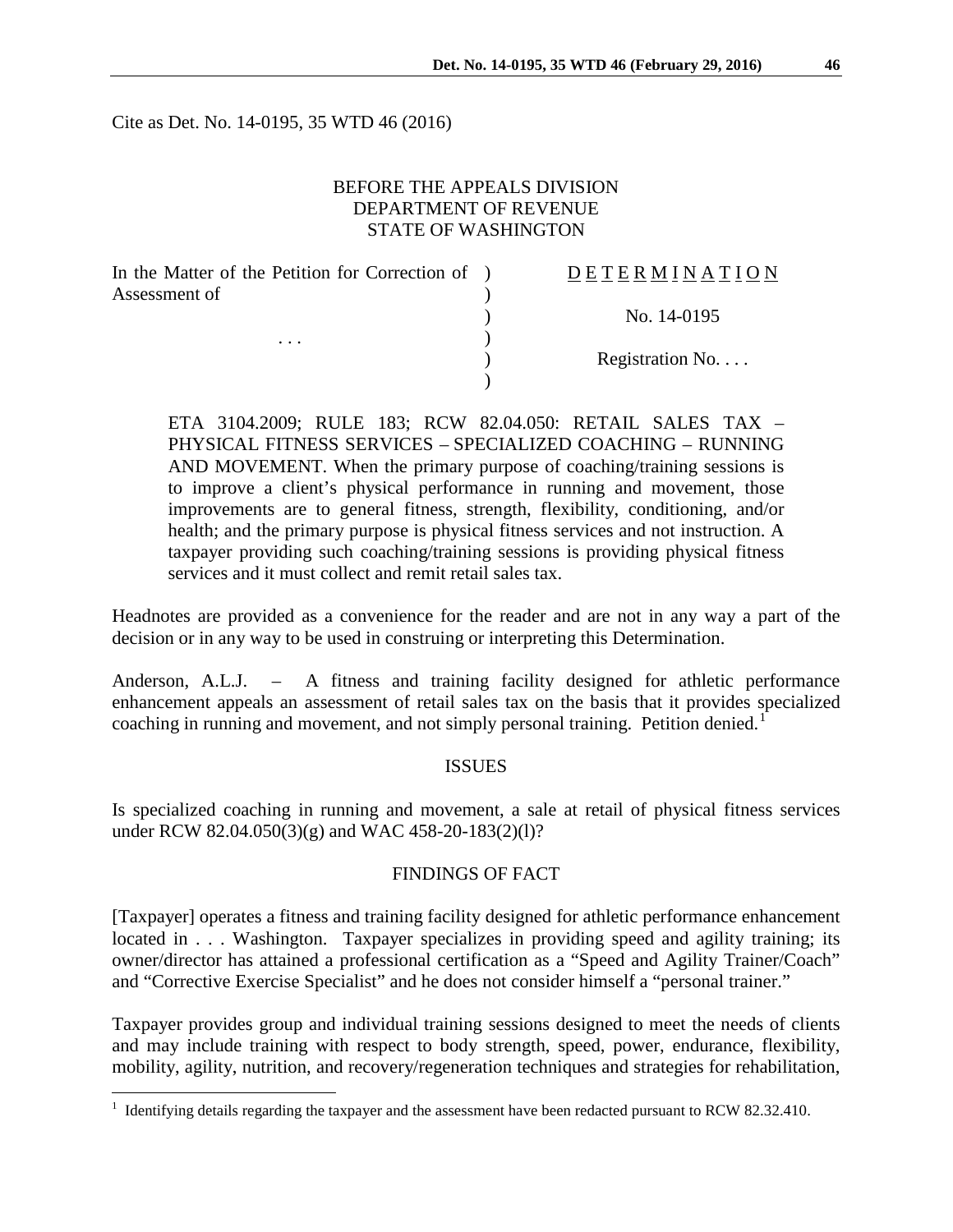Cite as Det. No. 14-0195, 35 WTD 46 (2016)

BEFORE THE APPEALS DIVISION
DEPARTMENT OF REVENUE
STATE OF WASHINGTON

| | | |
|---|---|---|
| In the Matter of the Petition for Correction of Assessment of | ) | DETERMINATION |
| | ) | |
| | ) | No. 14-0195 |
| . . . | ) | |
| | ) | Registration No. . . . |
| | ) | |

ETA 3104.2009; RULE 183; RCW 82.04.050: RETAIL SALES TAX – PHYSICAL FITNESS SERVICES – SPECIALIZED COACHING – RUNNING AND MOVEMENT. When the primary purpose of coaching/training sessions is to improve a client's physical performance in running and movement, those improvements are to general fitness, strength, flexibility, conditioning, and/or health; and the primary purpose is physical fitness services and not instruction. A taxpayer providing such coaching/training sessions is providing physical fitness services and it must collect and remit retail sales tax.

Headnotes are provided as a convenience for the reader and are not in any way a part of the decision or in any way to be used in construing or interpreting this Determination.

Anderson, A.L.J. – A fitness and training facility designed for athletic performance enhancement appeals an assessment of retail sales tax on the basis that it provides specialized coaching in running and movement, and not simply personal training. Petition denied.[1]

## ISSUES

Is specialized coaching in running and movement, a sale at retail of physical fitness services under RCW 82.04.050(3)(g) and WAC 458-20-183(2)(l)?

## FINDINGS OF FACT

[Taxpayer] operates a fitness and training facility designed for athletic performance enhancement located in . . . Washington. Taxpayer specializes in providing speed and agility training; its owner/director has attained a professional certification as a "Speed and Agility Trainer/Coach" and "Corrective Exercise Specialist" and he does not consider himself a "personal trainer."

Taxpayer provides group and individual training sessions designed to meet the needs of clients and may include training with respect to body strength, speed, power, endurance, flexibility, mobility, agility, nutrition, and recovery/regeneration techniques and strategies for rehabilitation,

[1] Identifying details regarding the taxpayer and the assessment have been redacted pursuant to RCW 82.32.410.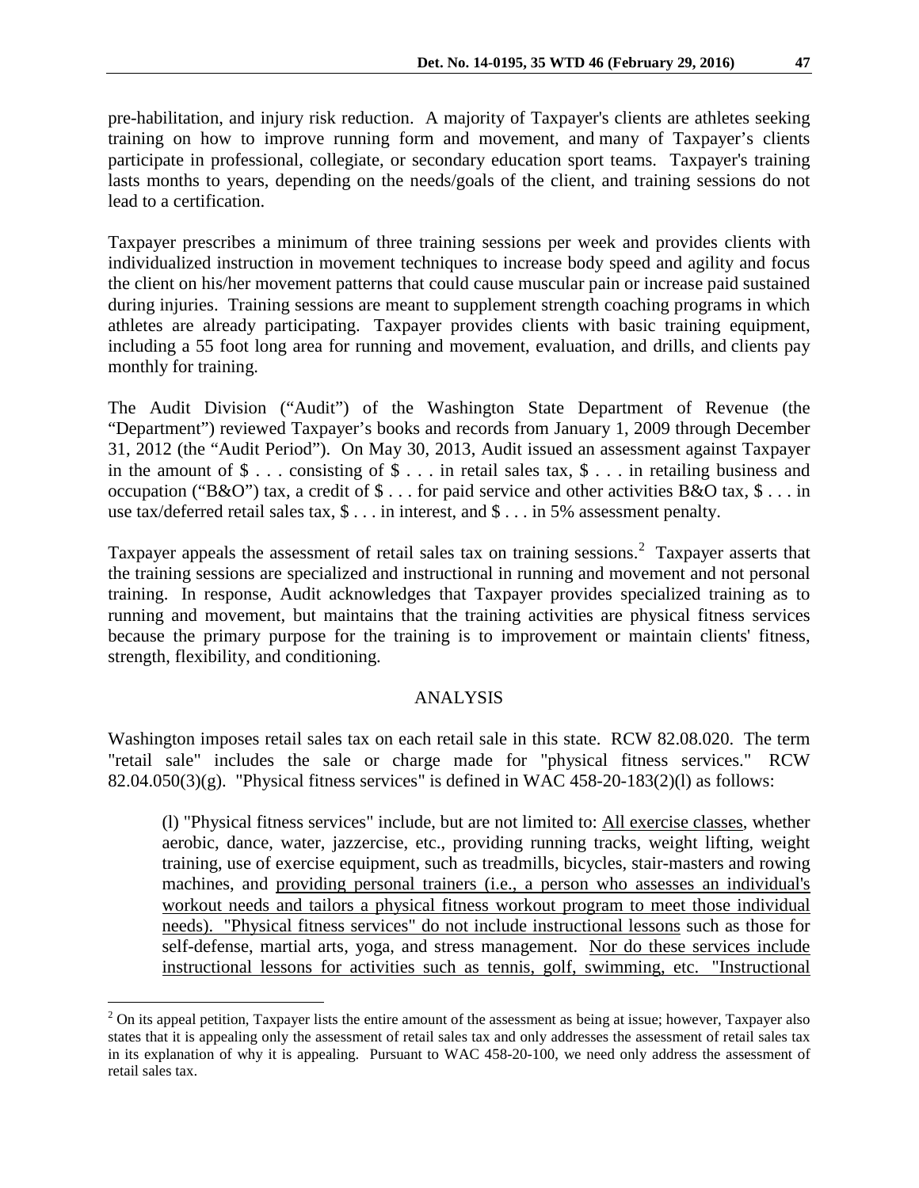pre-habilitation, and injury risk reduction. A majority of Taxpayer's clients are athletes seeking training on how to improve running form and movement, and many of Taxpayer's clients participate in professional, collegiate, or secondary education sport teams. Taxpayer's training lasts months to years, depending on the needs/goals of the client, and training sessions do not lead to a certification.

Taxpayer prescribes a minimum of three training sessions per week and provides clients with individualized instruction in movement techniques to increase body speed and agility and focus the client on his/her movement patterns that could cause muscular pain or increase paid sustained during injuries. Training sessions are meant to supplement strength coaching programs in which athletes are already participating. Taxpayer provides clients with basic training equipment, including a 55 foot long area for running and movement, evaluation, and drills, and clients pay monthly for training.

The Audit Division ("Audit") of the Washington State Department of Revenue (the "Department") reviewed Taxpayer's books and records from January 1, 2009 through December 31, 2012 (the "Audit Period"). On May 30, 2013, Audit issued an assessment against Taxpayer in the amount of $ . . . consisting of $ . . . in retail sales tax, $ . . . in retailing business and occupation ("B&O") tax, a credit of $ . . . for paid service and other activities B&O tax, $ . . . in use tax/deferred retail sales tax, $ . . . in interest, and $ . . . in 5% assessment penalty.

Taxpayer appeals the assessment of retail sales tax on training sessions.[2] Taxpayer asserts that the training sessions are specialized and instructional in running and movement and not personal training. In response, Audit acknowledges that Taxpayer provides specialized training as to running and movement, but maintains that the training activities are physical fitness services because the primary purpose for the training is to improvement or maintain clients' fitness, strength, flexibility, and conditioning.

## ANALYSIS

Washington imposes retail sales tax on each retail sale in this state. RCW 82.08.020. The term "retail sale" includes the sale or charge made for "physical fitness services." RCW 82.04.050(3)(g). "Physical fitness services" is defined in WAC 458-20-183(2)(l) as follows:

> (l) "Physical fitness services" include, but are not limited to: <u>All exercise classes</u>, whether aerobic, dance, water, jazzercise, etc., providing running tracks, weight lifting, weight training, use of exercise equipment, such as treadmills, bicycles, stair-masters and rowing machines, and <u>providing personal trainers (i.e., a person who assesses an individual's workout needs and tailors a physical fitness workout program to meet those individual needs). "Physical fitness services" do not include instructional lessons</u> such as those for self-defense, martial arts, yoga, and stress management. <u>Nor do these services include instructional lessons for activities such as tennis, golf, swimming, etc. "Instructional</u>

[2] On its appeal petition, Taxpayer lists the entire amount of the assessment as being at issue; however, Taxpayer also states that it is appealing only the assessment of retail sales tax and only addresses the assessment of retail sales tax in its explanation of why it is appealing. Pursuant to WAC 458-20-100, we need only address the assessment of retail sales tax.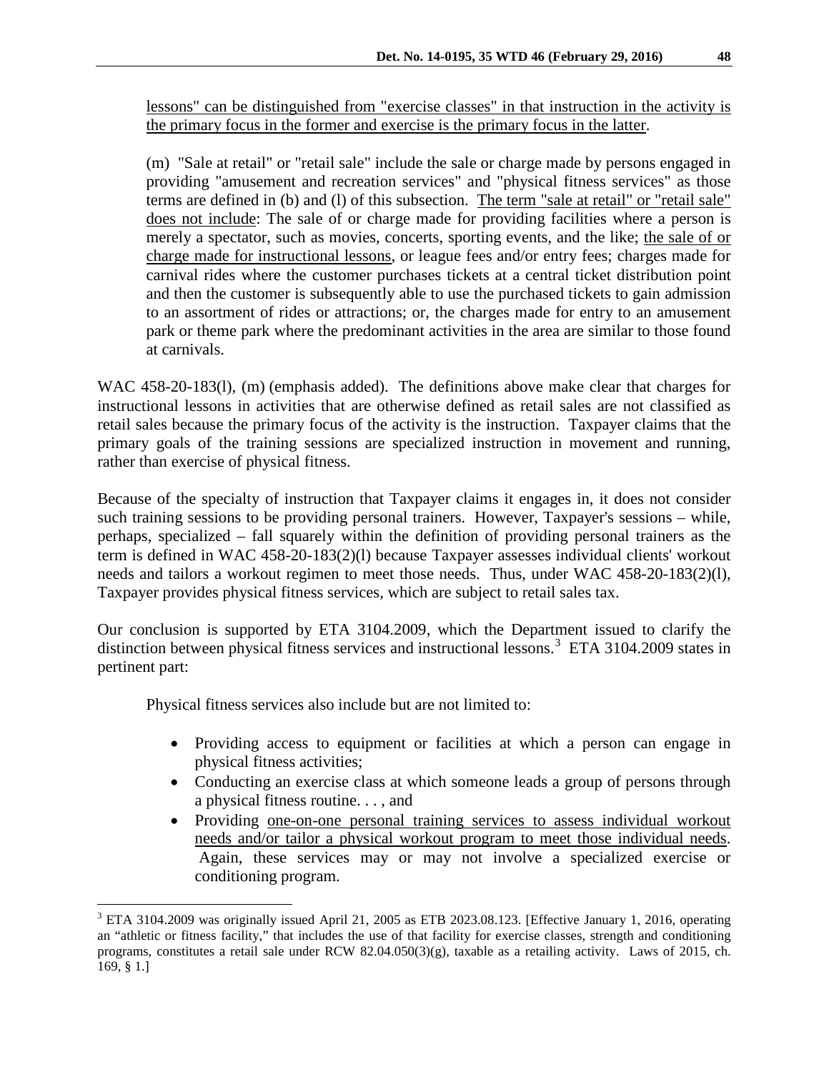lessons" can be distinguished from "exercise classes" in that instruction in the activity is the primary focus in the former and exercise is the primary focus in the latter.

> (m) "Sale at retail" or "retail sale" include the sale or charge made by persons engaged in providing "amusement and recreation services" and "physical fitness services" as those terms are defined in (b) and (l) of this subsection. The term "sale at retail" or "retail sale" does not include: The sale of or charge made for providing facilities where a person is merely a spectator, such as movies, concerts, sporting events, and the like; the sale of or charge made for instructional lessons, or league fees and/or entry fees; charges made for carnival rides where the customer purchases tickets at a central ticket distribution point and then the customer is subsequently able to use the purchased tickets to gain admission to an assortment of rides or attractions; or, the charges made for entry to an amusement park or theme park where the predominant activities in the area are similar to those found at carnivals.

WAC 458-20-183(l), (m) (emphasis added). The definitions above make clear that charges for instructional lessons in activities that are otherwise defined as retail sales are not classified as retail sales because the primary focus of the activity is the instruction. Taxpayer claims that the primary goals of the training sessions are specialized instruction in movement and running, rather than exercise of physical fitness.

Because of the specialty of instruction that Taxpayer claims it engages in, it does not consider such training sessions to be providing personal trainers. However, Taxpayer's sessions – while, perhaps, specialized – fall squarely within the definition of providing personal trainers as the term is defined in WAC 458-20-183(2)(l) because Taxpayer assesses individual clients' workout needs and tailors a workout regimen to meet those needs. Thus, under WAC 458-20-183(2)(l), Taxpayer provides physical fitness services, which are subject to retail sales tax.

Our conclusion is supported by ETA 3104.2009, which the Department issued to clarify the distinction between physical fitness services and instructional lessons.[3] ETA 3104.2009 states in pertinent part:

> Physical fitness services also include but are not limited to:
>
> - Providing access to equipment or facilities at which a person can engage in physical fitness activities;
> - Conducting an exercise class at which someone leads a group of persons through a physical fitness routine. . . , and
> - Providing one-on-one personal training services to assess individual workout needs and/or tailor a physical workout program to meet those individual needs. Again, these services may or may not involve a specialized exercise or conditioning program.

---

[3] ETA 3104.2009 was originally issued April 21, 2005 as ETB 2023.08.123. [Effective January 1, 2016, operating an "athletic or fitness facility," that includes the use of that facility for exercise classes, strength and conditioning programs, constitutes a retail sale under RCW 82.04.050(3)(g), taxable as a retailing activity. Laws of 2015, ch. 169, § 1.]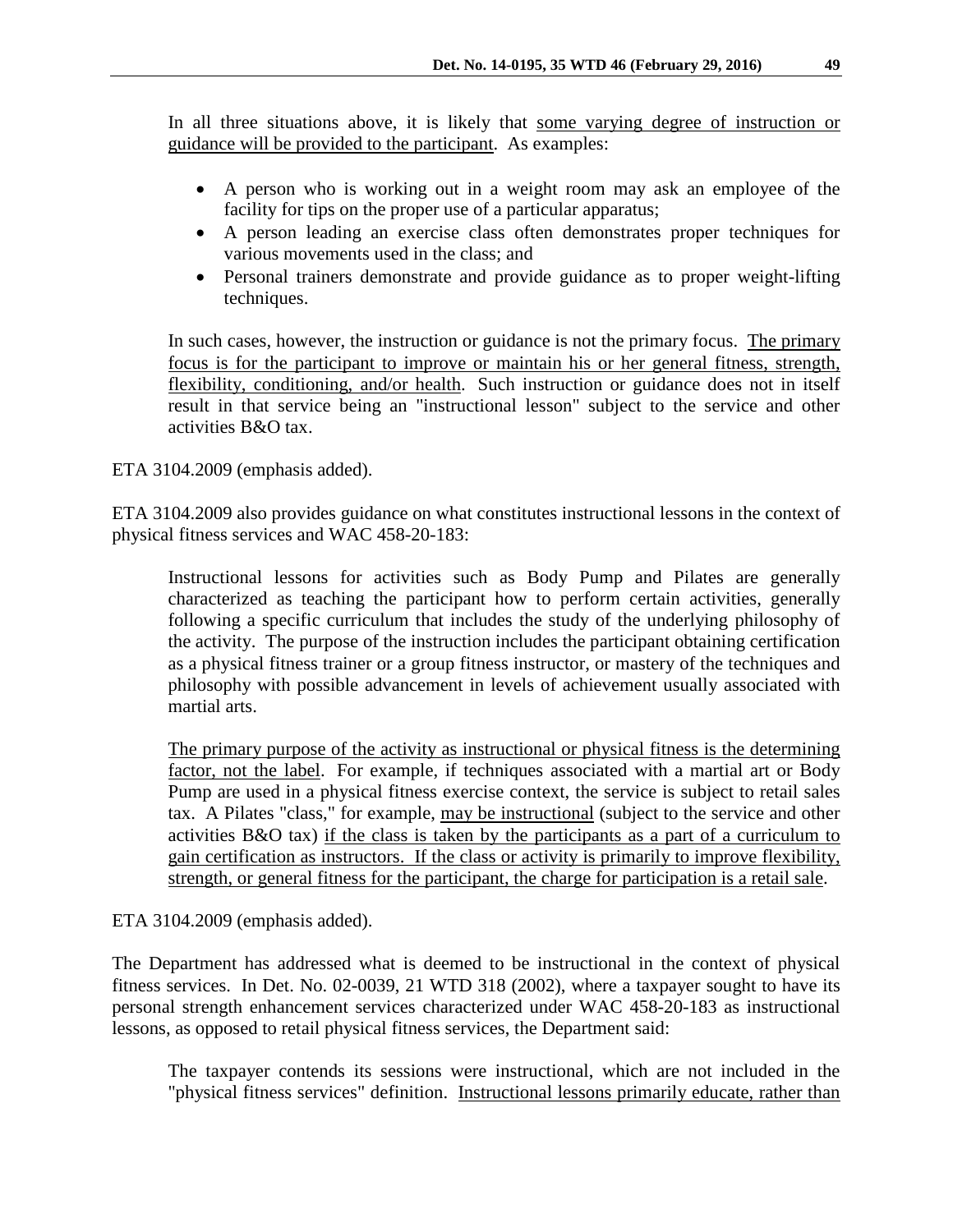In all three situations above, it is likely that <u>some varying degree of instruction or guidance will be provided to the participant</u>. As examples:

- A person who is working out in a weight room may ask an employee of the facility for tips on the proper use of a particular apparatus;
- A person leading an exercise class often demonstrates proper techniques for various movements used in the class; and
- Personal trainers demonstrate and provide guidance as to proper weight-lifting techniques.

In such cases, however, the instruction or guidance is not the primary focus. <u>The primary focus is for the participant to improve or maintain his or her general fitness, strength, flexibility, conditioning, and/or health</u>. Such instruction or guidance does not in itself result in that service being an "instructional lesson" subject to the service and other activities B&O tax.

ETA 3104.2009 (emphasis added).

ETA 3104.2009 also provides guidance on what constitutes instructional lessons in the context of physical fitness services and WAC 458-20-183:

> Instructional lessons for activities such as Body Pump and Pilates are generally characterized as teaching the participant how to perform certain activities, generally following a specific curriculum that includes the study of the underlying philosophy of the activity. The purpose of the instruction includes the participant obtaining certification as a physical fitness trainer or a group fitness instructor, or mastery of the techniques and philosophy with possible advancement in levels of achievement usually associated with martial arts.
>
> <u>The primary purpose of the activity as instructional or physical fitness is the determining factor, not the label</u>. For example, if techniques associated with a martial art or Body Pump are used in a physical fitness exercise context, the service is subject to retail sales tax. A Pilates "class," for example, <u>may be instructional</u> (subject to the service and other activities B&O tax) <u>if the class is taken by the participants as a part of a curriculum to gain certification as instructors. If the class or activity is primarily to improve flexibility, strength, or general fitness for the participant, the charge for participation is a retail sale</u>.

ETA 3104.2009 (emphasis added).

The Department has addressed what is deemed to be instructional in the context of physical fitness services. In Det. No. 02-0039, 21 WTD 318 (2002), where a taxpayer sought to have its personal strength enhancement services characterized under WAC 458-20-183 as instructional lessons, as opposed to retail physical fitness services, the Department said:

> The taxpayer contends its sessions were instructional, which are not included in the "physical fitness services" definition. <u>Instructional lessons primarily educate, rather than</u>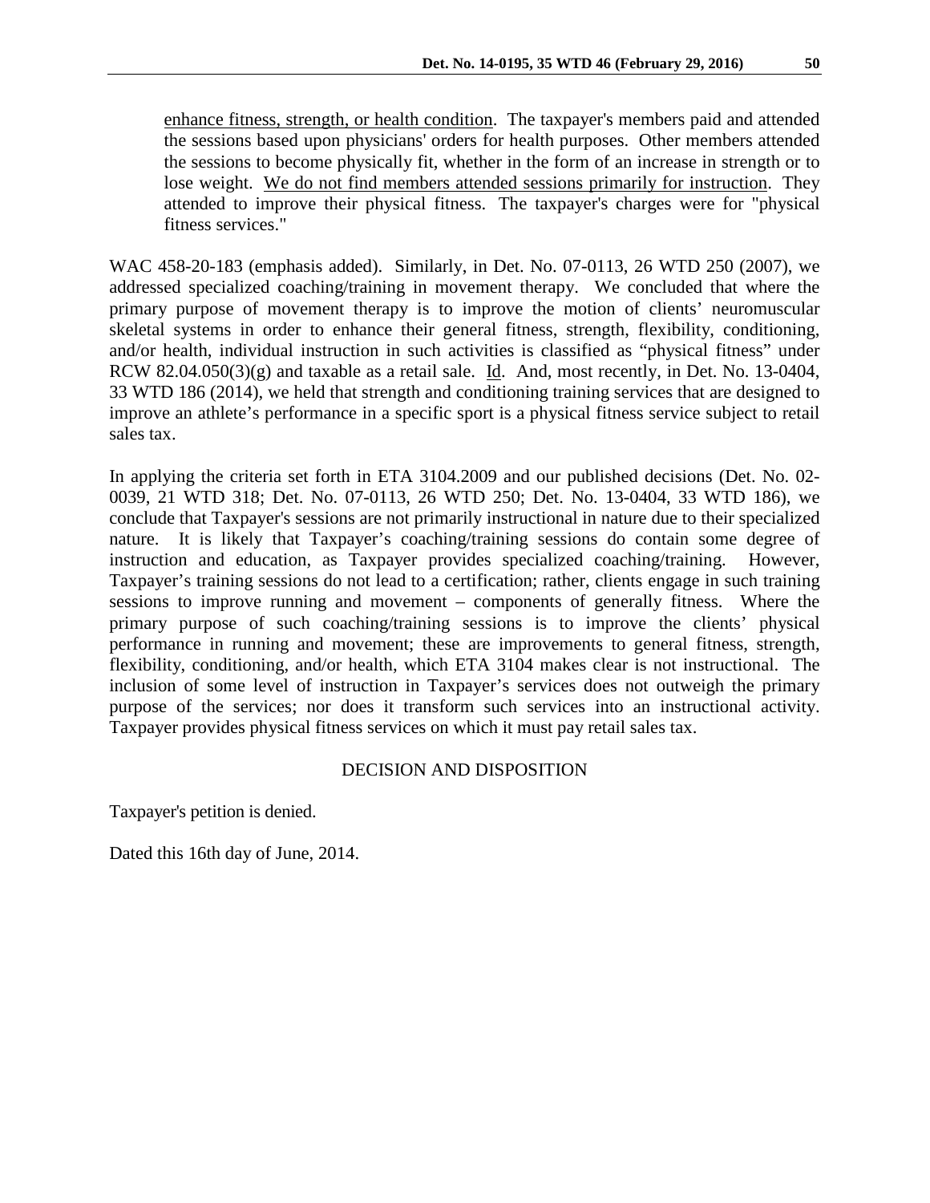enhance fitness, strength, or health condition. The taxpayer's members paid and attended the sessions based upon physicians' orders for health purposes. Other members attended the sessions to become physically fit, whether in the form of an increase in strength or to lose weight. We do not find members attended sessions primarily for instruction. They attended to improve their physical fitness. The taxpayer's charges were for "physical fitness services."

WAC 458-20-183 (emphasis added). Similarly, in Det. No. 07-0113, 26 WTD 250 (2007), we addressed specialized coaching/training in movement therapy. We concluded that where the primary purpose of movement therapy is to improve the motion of clients' neuromuscular skeletal systems in order to enhance their general fitness, strength, flexibility, conditioning, and/or health, individual instruction in such activities is classified as "physical fitness" under RCW 82.04.050(3)(g) and taxable as a retail sale. Id. And, most recently, in Det. No. 13-0404, 33 WTD 186 (2014), we held that strength and conditioning training services that are designed to improve an athlete's performance in a specific sport is a physical fitness service subject to retail sales tax.

In applying the criteria set forth in ETA 3104.2009 and our published decisions (Det. No. 02-0039, 21 WTD 318; Det. No. 07-0113, 26 WTD 250; Det. No. 13-0404, 33 WTD 186), we conclude that Taxpayer's sessions are not primarily instructional in nature due to their specialized nature. It is likely that Taxpayer's coaching/training sessions do contain some degree of instruction and education, as Taxpayer provides specialized coaching/training. However, Taxpayer's training sessions do not lead to a certification; rather, clients engage in such training sessions to improve running and movement – components of generally fitness. Where the primary purpose of such coaching/training sessions is to improve the clients' physical performance in running and movement; these are improvements to general fitness, strength, flexibility, conditioning, and/or health, which ETA 3104 makes clear is not instructional. The inclusion of some level of instruction in Taxpayer's services does not outweigh the primary purpose of the services; nor does it transform such services into an instructional activity. Taxpayer provides physical fitness services on which it must pay retail sales tax.

## DECISION AND DISPOSITION

Taxpayer's petition is denied.

Dated this 16th day of June, 2014.